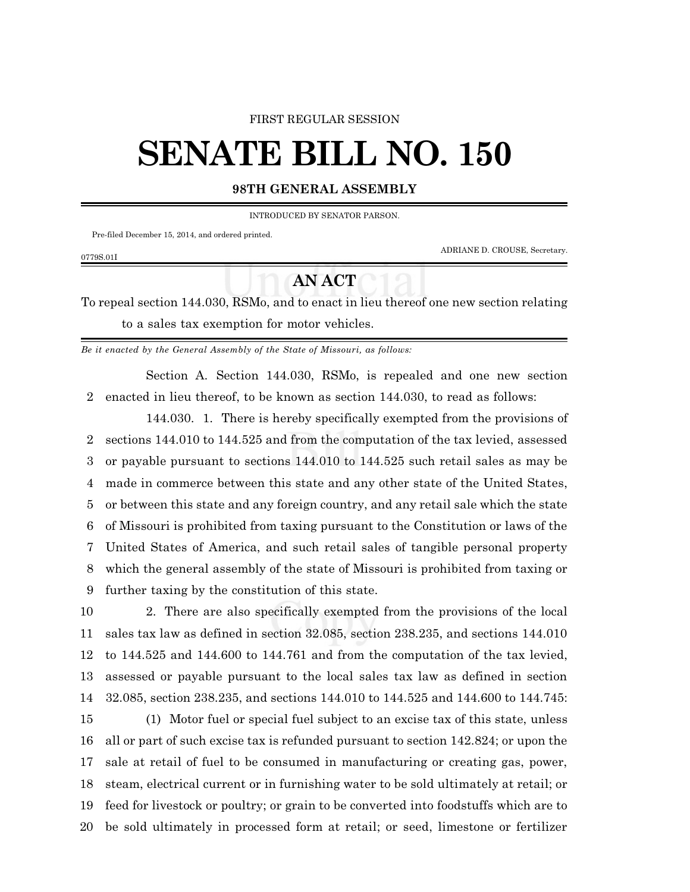FIRST REGULAR SESSION

# SENATE BILL NO. 150

**98TH GENERAL ASSEMBLY**

INTRODUCED BY SENATOR PARSON.

Pre-filed December 15, 2014, and ordered printed.

ADRIANE D. CROUSE, Secretary.

0779S.01I

## AN ACT

To repeal section 144.030, RSMo, and to enact in lieu thereof one new section relating to a sales tax exemption for motor vehicles.

*Be it enacted by the General Assembly of the State of Missouri, as follows:*

Section A. Section 144.030, RSMo, is repealed and one new section enacted in lieu thereof, to be known as section 144.030, to read as follows:

144.030. 1. There is hereby specifically exempted from the provisions of sections 144.010 to 144.525 and from the computation of the tax levied, assessed or payable pursuant to sections 144.010 to 144.525 such retail sales as may be made in commerce between this state and any other state of the United States, or between this state and any foreign country, and any retail sale which the state of Missouri is prohibited from taxing pursuant to the Constitution or laws of the United States of America, and such retail sales of tangible personal property which the general assembly of the state of Missouri is prohibited from taxing or further taxing by the constitution of this state.

2. There are also specifically exempted from the provisions of the local sales tax law as defined in section 32.085, section 238.235, and sections 144.010 to 144.525 and 144.600 to 144.761 and from the computation of the tax levied, assessed or payable pursuant to the local sales tax law as defined in section 32.085, section 238.235, and sections 144.010 to 144.525 and 144.600 to 144.745:

(1) Motor fuel or special fuel subject to an excise tax of this state, unless all or part of such excise tax is refunded pursuant to section 142.824; or upon the sale at retail of fuel to be consumed in manufacturing or creating gas, power, steam, electrical current or in furnishing water to be sold ultimately at retail; or feed for livestock or poultry; or grain to be converted into foodstuffs which are to be sold ultimately in processed form at retail; or seed, limestone or fertilizer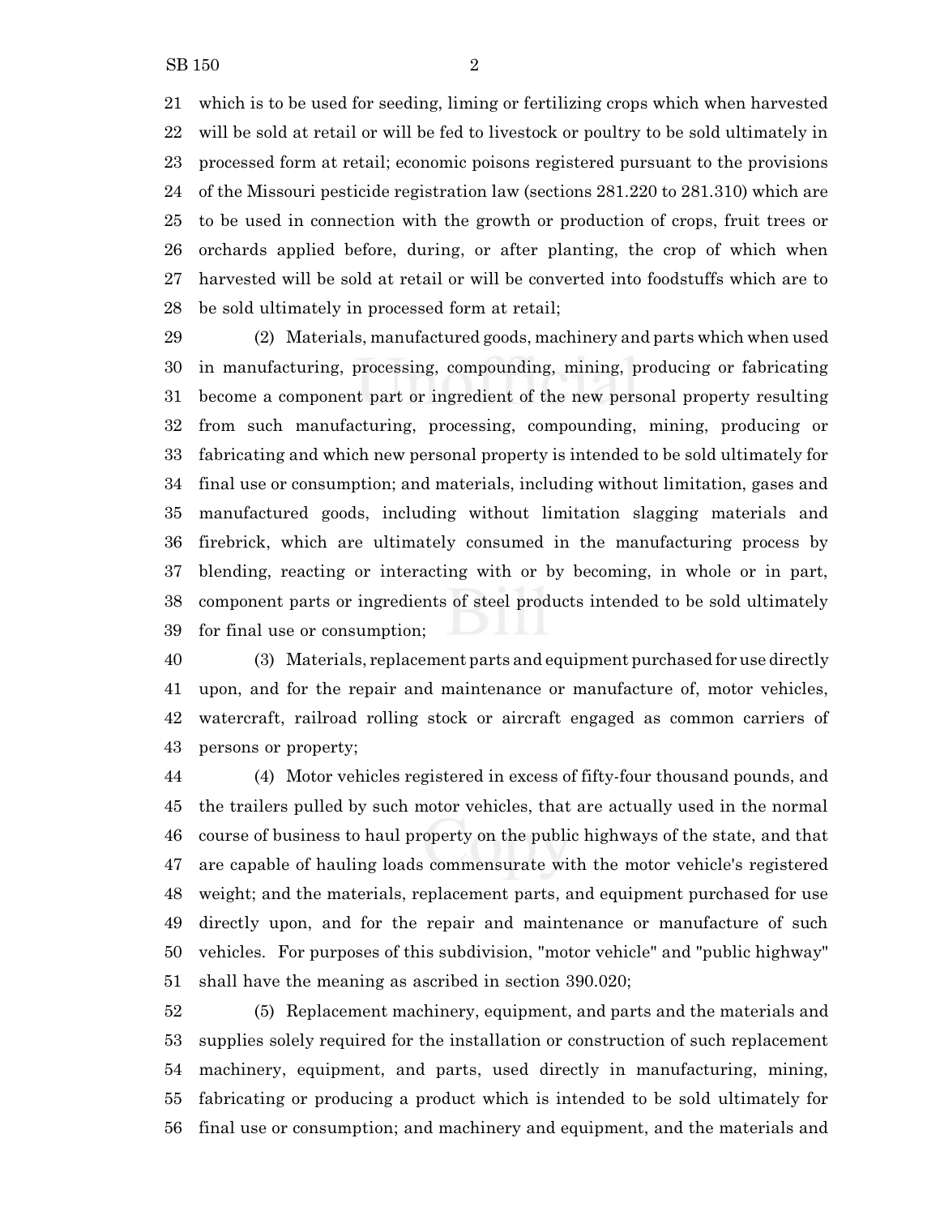which is to be used for seeding, liming or fertilizing crops which when harvested will be sold at retail or will be fed to livestock or poultry to be sold ultimately in processed form at retail; economic poisons registered pursuant to the provisions of the Missouri pesticide registration law (sections 281.220 to 281.310) which are to be used in connection with the growth or production of crops, fruit trees or orchards applied before, during, or after planting, the crop of which when harvested will be sold at retail or will be converted into foodstuffs which are to be sold ultimately in processed form at retail;

(2) Materials, manufactured goods, machinery and parts which when used in manufacturing, processing, compounding, mining, producing or fabricating become a component part or ingredient of the new personal property resulting from such manufacturing, processing, compounding, mining, producing or fabricating and which new personal property is intended to be sold ultimately for final use or consumption; and materials, including without limitation, gases and manufactured goods, including without limitation slagging materials and firebrick, which are ultimately consumed in the manufacturing process by blending, reacting or interacting with or by becoming, in whole or in part, component parts or ingredients of steel products intended to be sold ultimately for final use or consumption;

(3) Materials, replacement parts and equipment purchased for use directly upon, and for the repair and maintenance or manufacture of, motor vehicles, watercraft, railroad rolling stock or aircraft engaged as common carriers of persons or property;

(4) Motor vehicles registered in excess of fifty-four thousand pounds, and the trailers pulled by such motor vehicles, that are actually used in the normal course of business to haul property on the public highways of the state, and that are capable of hauling loads commensurate with the motor vehicle's registered weight; and the materials, replacement parts, and equipment purchased for use directly upon, and for the repair and maintenance or manufacture of such vehicles. For purposes of this subdivision, "motor vehicle" and "public highway" shall have the meaning as ascribed in section 390.020;

(5) Replacement machinery, equipment, and parts and the materials and supplies solely required for the installation or construction of such replacement machinery, equipment, and parts, used directly in manufacturing, mining, fabricating or producing a product which is intended to be sold ultimately for final use or consumption; and machinery and equipment, and the materials and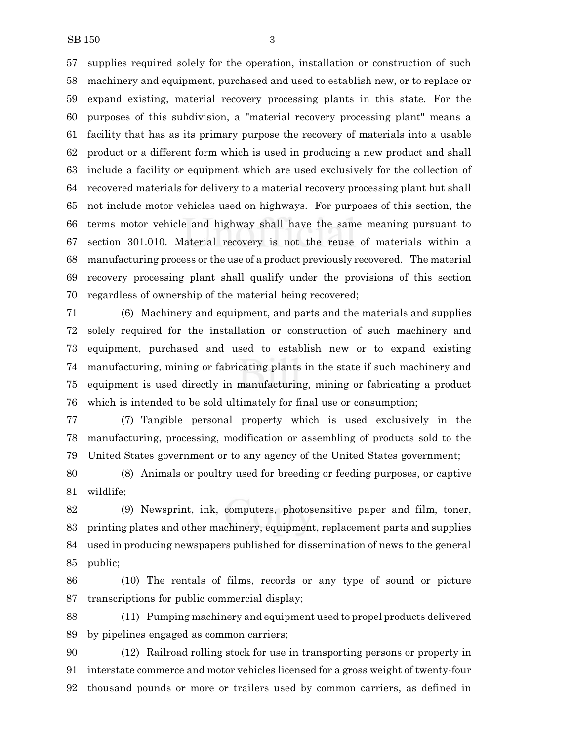supplies required solely for the operation, installation or construction of such machinery and equipment, purchased and used to establish new, or to replace or expand existing, material recovery processing plants in this state. For the purposes of this subdivision, a "material recovery processing plant" means a facility that has as its primary purpose the recovery of materials into a usable product or a different form which is used in producing a new product and shall include a facility or equipment which are used exclusively for the collection of recovered materials for delivery to a material recovery processing plant but shall not include motor vehicles used on highways. For purposes of this section, the terms motor vehicle and highway shall have the same meaning pursuant to section 301.010. Material recovery is not the reuse of materials within a manufacturing process or the use of a product previously recovered. The material recovery processing plant shall qualify under the provisions of this section regardless of ownership of the material being recovered;

(6) Machinery and equipment, and parts and the materials and supplies solely required for the installation or construction of such machinery and equipment, purchased and used to establish new or to expand existing manufacturing, mining or fabricating plants in the state if such machinery and equipment is used directly in manufacturing, mining or fabricating a product which is intended to be sold ultimately for final use or consumption;

(7) Tangible personal property which is used exclusively in the manufacturing, processing, modification or assembling of products sold to the United States government or to any agency of the United States government;

(8) Animals or poultry used for breeding or feeding purposes, or captive wildlife;

(9) Newsprint, ink, computers, photosensitive paper and film, toner, printing plates and other machinery, equipment, replacement parts and supplies used in producing newspapers published for dissemination of news to the general public;

(10) The rentals of films, records or any type of sound or picture transcriptions for public commercial display;

(11) Pumping machinery and equipment used to propel products delivered by pipelines engaged as common carriers;

(12) Railroad rolling stock for use in transporting persons or property in interstate commerce and motor vehicles licensed for a gross weight of twenty-four thousand pounds or more or trailers used by common carriers, as defined in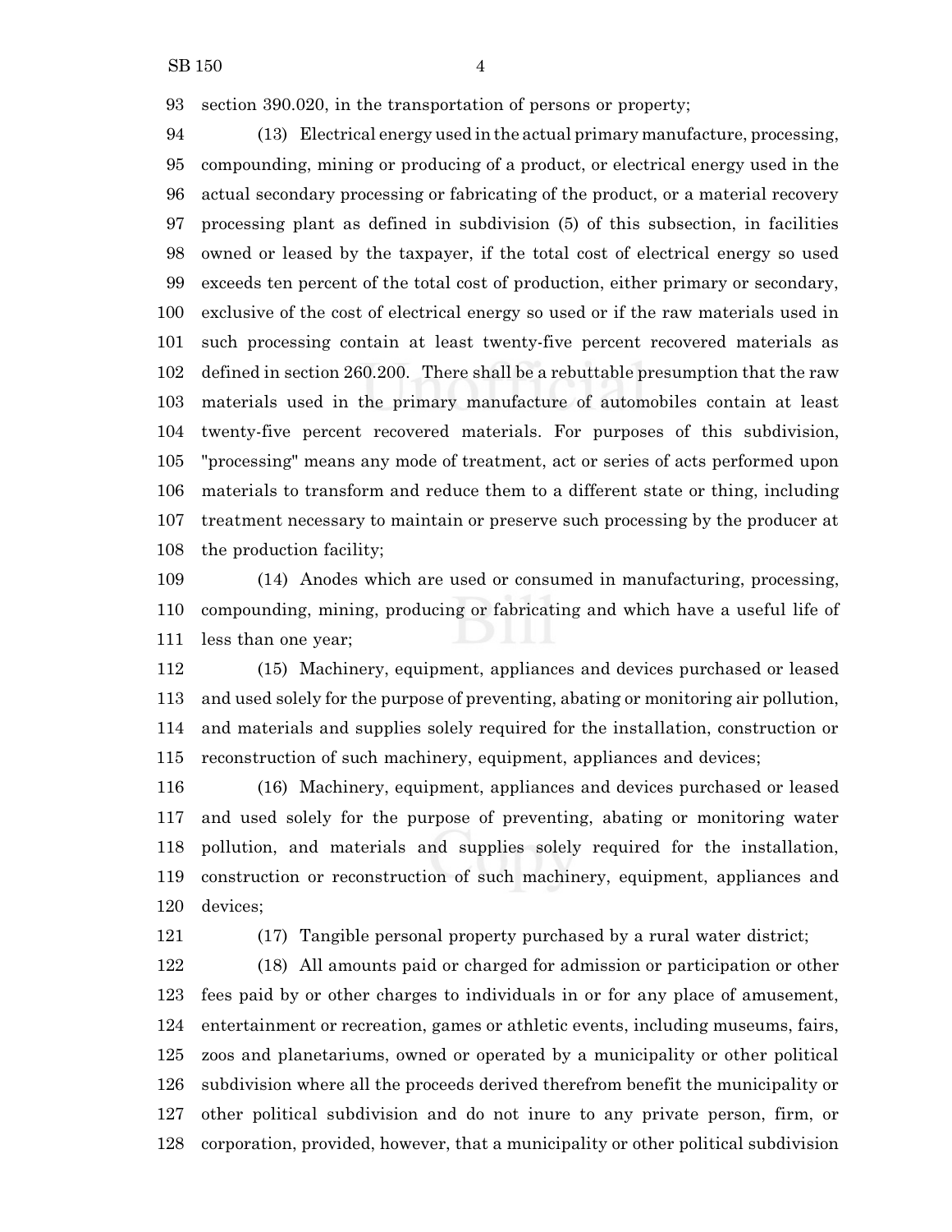section 390.020, in the transportation of persons or property;

(13) Electrical energy used in the actual primary manufacture, processing, compounding, mining or producing of a product, or electrical energy used in the actual secondary processing or fabricating of the product, or a material recovery processing plant as defined in subdivision (5) of this subsection, in facilities owned or leased by the taxpayer, if the total cost of electrical energy so used exceeds ten percent of the total cost of production, either primary or secondary, exclusive of the cost of electrical energy so used or if the raw materials used in such processing contain at least twenty-five percent recovered materials as defined in section 260.200. There shall be a rebuttable presumption that the raw materials used in the primary manufacture of automobiles contain at least twenty-five percent recovered materials. For purposes of this subdivision, "processing" means any mode of treatment, act or series of acts performed upon materials to transform and reduce them to a different state or thing, including treatment necessary to maintain or preserve such processing by the producer at the production facility;

(14) Anodes which are used or consumed in manufacturing, processing, compounding, mining, producing or fabricating and which have a useful life of less than one year;

(15) Machinery, equipment, appliances and devices purchased or leased and used solely for the purpose of preventing, abating or monitoring air pollution, and materials and supplies solely required for the installation, construction or reconstruction of such machinery, equipment, appliances and devices;

(16) Machinery, equipment, appliances and devices purchased or leased and used solely for the purpose of preventing, abating or monitoring water pollution, and materials and supplies solely required for the installation, construction or reconstruction of such machinery, equipment, appliances and devices;

(17) Tangible personal property purchased by a rural water district;

(18) All amounts paid or charged for admission or participation or other fees paid by or other charges to individuals in or for any place of amusement, entertainment or recreation, games or athletic events, including museums, fairs, zoos and planetariums, owned or operated by a municipality or other political subdivision where all the proceeds derived therefrom benefit the municipality or other political subdivision and do not inure to any private person, firm, or corporation, provided, however, that a municipality or other political subdivision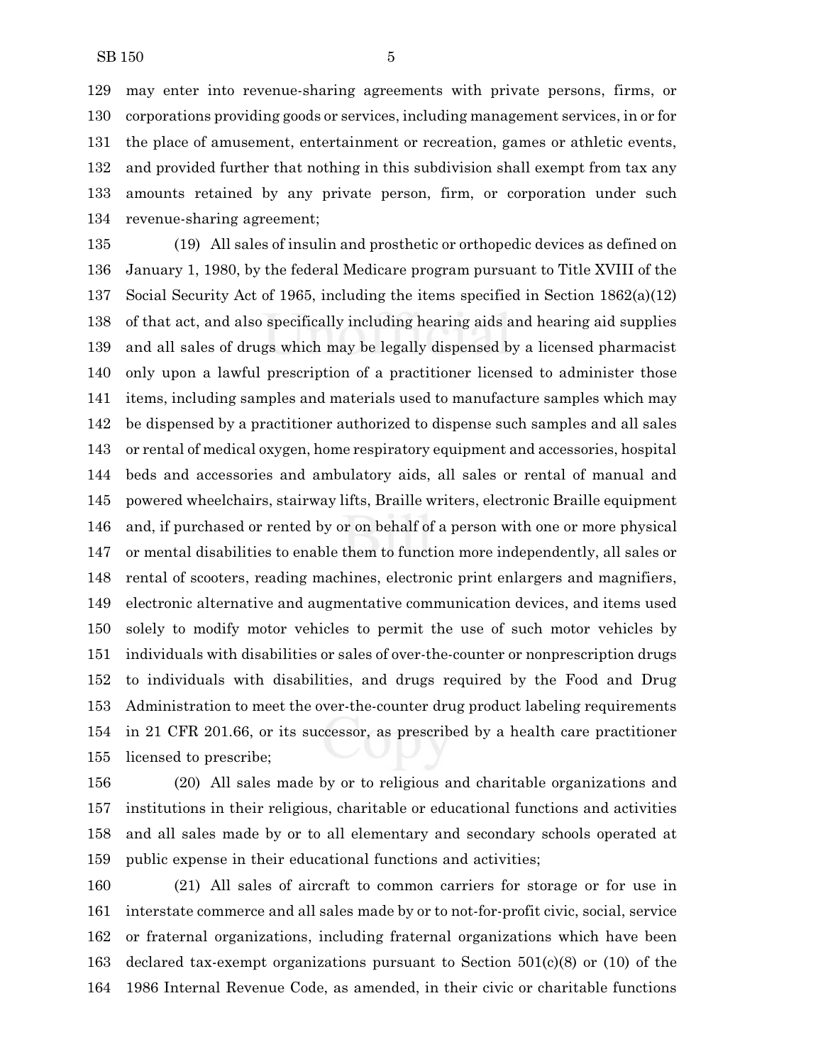may enter into revenue-sharing agreements with private persons, firms, or corporations providing goods or services, including management services, in or for the place of amusement, entertainment or recreation, games or athletic events, and provided further that nothing in this subdivision shall exempt from tax any amounts retained by any private person, firm, or corporation under such revenue-sharing agreement;

(19) All sales of insulin and prosthetic or orthopedic devices as defined on January 1, 1980, by the federal Medicare program pursuant to Title XVIII of the Social Security Act of 1965, including the items specified in Section 1862(a)(12) of that act, and also specifically including hearing aids and hearing aid supplies and all sales of drugs which may be legally dispensed by a licensed pharmacist only upon a lawful prescription of a practitioner licensed to administer those items, including samples and materials used to manufacture samples which may be dispensed by a practitioner authorized to dispense such samples and all sales or rental of medical oxygen, home respiratory equipment and accessories, hospital beds and accessories and ambulatory aids, all sales or rental of manual and powered wheelchairs, stairway lifts, Braille writers, electronic Braille equipment and, if purchased or rented by or on behalf of a person with one or more physical or mental disabilities to enable them to function more independently, all sales or rental of scooters, reading machines, electronic print enlargers and magnifiers, electronic alternative and augmentative communication devices, and items used solely to modify motor vehicles to permit the use of such motor vehicles by individuals with disabilities or sales of over-the-counter or nonprescription drugs to individuals with disabilities, and drugs required by the Food and Drug Administration to meet the over-the-counter drug product labeling requirements in 21 CFR 201.66, or its successor, as prescribed by a health care practitioner licensed to prescribe;

(20) All sales made by or to religious and charitable organizations and institutions in their religious, charitable or educational functions and activities and all sales made by or to all elementary and secondary schools operated at public expense in their educational functions and activities;

(21) All sales of aircraft to common carriers for storage or for use in interstate commerce and all sales made by or to not-for-profit civic, social, service or fraternal organizations, including fraternal organizations which have been declared tax-exempt organizations pursuant to Section 501(c)(8) or (10) of the 1986 Internal Revenue Code, as amended, in their civic or charitable functions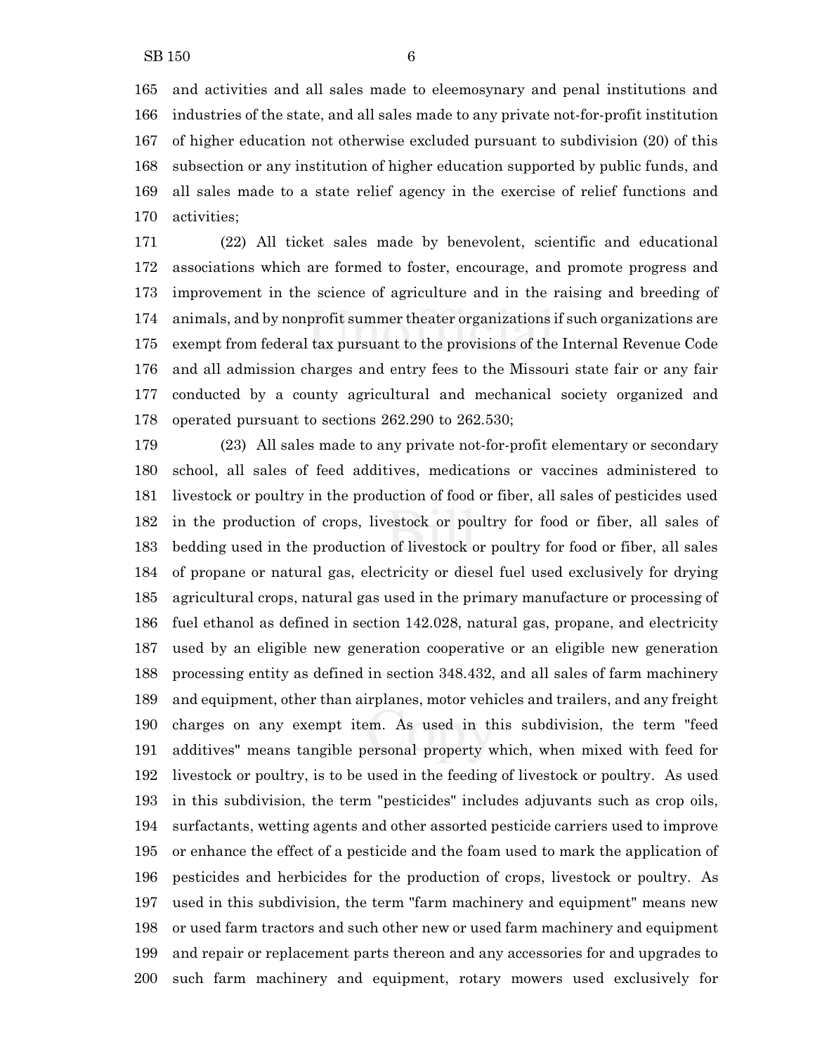and activities and all sales made to eleemosynary and penal institutions and industries of the state, and all sales made to any private not-for-profit institution of higher education not otherwise excluded pursuant to subdivision (20) of this subsection or any institution of higher education supported by public funds, and all sales made to a state relief agency in the exercise of relief functions and activities;

(22) All ticket sales made by benevolent, scientific and educational associations which are formed to foster, encourage, and promote progress and improvement in the science of agriculture and in the raising and breeding of animals, and by nonprofit summer theater organizations if such organizations are exempt from federal tax pursuant to the provisions of the Internal Revenue Code and all admission charges and entry fees to the Missouri state fair or any fair conducted by a county agricultural and mechanical society organized and operated pursuant to sections 262.290 to 262.530;

(23) All sales made to any private not-for-profit elementary or secondary school, all sales of feed additives, medications or vaccines administered to livestock or poultry in the production of food or fiber, all sales of pesticides used in the production of crops, livestock or poultry for food or fiber, all sales of bedding used in the production of livestock or poultry for food or fiber, all sales of propane or natural gas, electricity or diesel fuel used exclusively for drying agricultural crops, natural gas used in the primary manufacture or processing of fuel ethanol as defined in section 142.028, natural gas, propane, and electricity used by an eligible new generation cooperative or an eligible new generation processing entity as defined in section 348.432, and all sales of farm machinery and equipment, other than airplanes, motor vehicles and trailers, and any freight charges on any exempt item. As used in this subdivision, the term "feed additives" means tangible personal property which, when mixed with feed for livestock or poultry, is to be used in the feeding of livestock or poultry. As used in this subdivision, the term "pesticides" includes adjuvants such as crop oils, surfactants, wetting agents and other assorted pesticide carriers used to improve or enhance the effect of a pesticide and the foam used to mark the application of pesticides and herbicides for the production of crops, livestock or poultry. As used in this subdivision, the term "farm machinery and equipment" means new or used farm tractors and such other new or used farm machinery and equipment and repair or replacement parts thereon and any accessories for and upgrades to such farm machinery and equipment, rotary mowers used exclusively for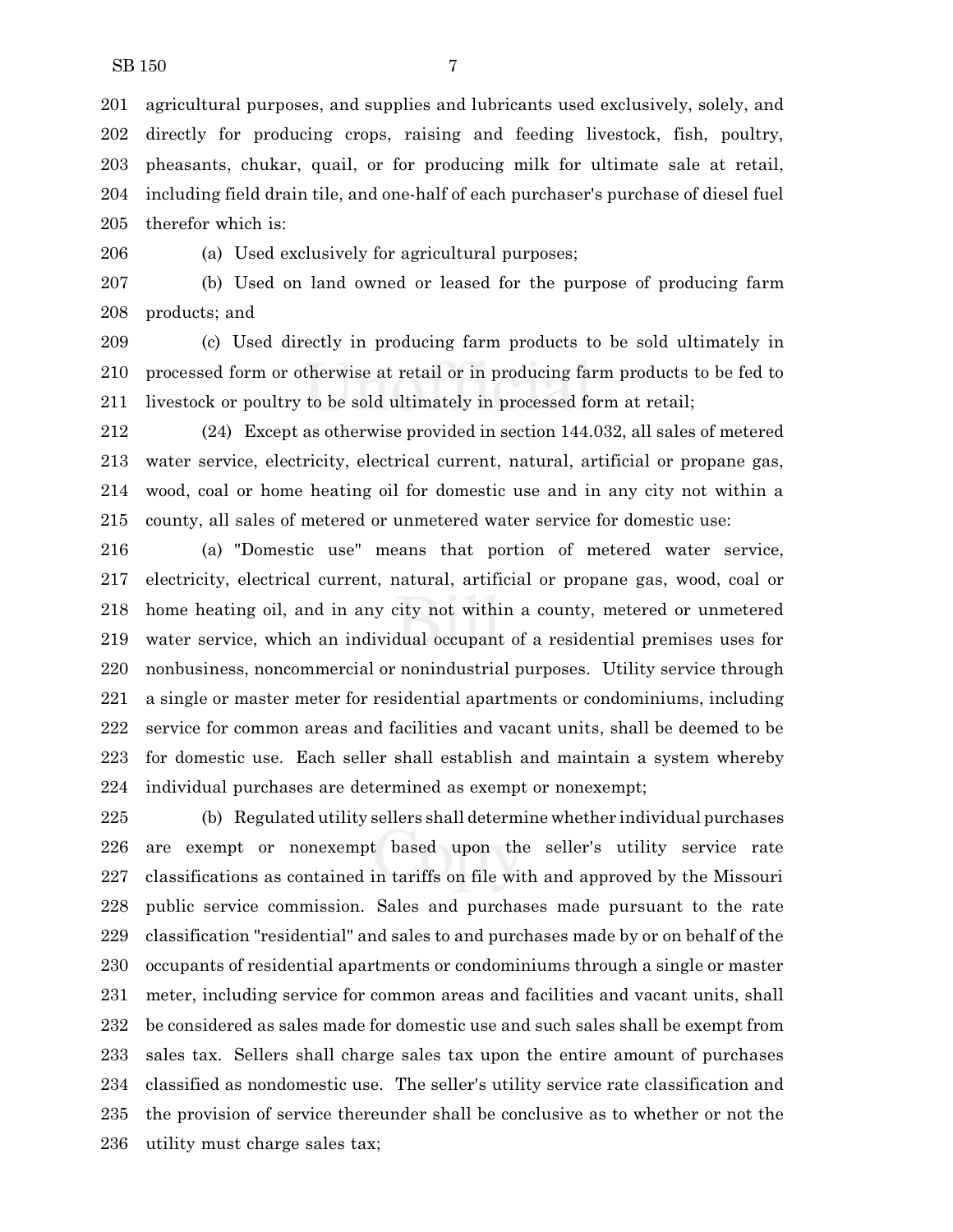agricultural purposes, and supplies and lubricants used exclusively, solely, and directly for producing crops, raising and feeding livestock, fish, poultry, pheasants, chukar, quail, or for producing milk for ultimate sale at retail, including field drain tile, and one-half of each purchaser's purchase of diesel fuel therefor which is:

(a) Used exclusively for agricultural purposes;

(b) Used on land owned or leased for the purpose of producing farm products; and

(c) Used directly in producing farm products to be sold ultimately in processed form or otherwise at retail or in producing farm products to be fed to livestock or poultry to be sold ultimately in processed form at retail;

(24) Except as otherwise provided in section 144.032, all sales of metered water service, electricity, electrical current, natural, artificial or propane gas, wood, coal or home heating oil for domestic use and in any city not within a county, all sales of metered or unmetered water service for domestic use:

(a) "Domestic use" means that portion of metered water service, electricity, electrical current, natural, artificial or propane gas, wood, coal or home heating oil, and in any city not within a county, metered or unmetered water service, which an individual occupant of a residential premises uses for nonbusiness, noncommercial or nonindustrial purposes. Utility service through a single or master meter for residential apartments or condominiums, including service for common areas and facilities and vacant units, shall be deemed to be for domestic use. Each seller shall establish and maintain a system whereby individual purchases are determined as exempt or nonexempt;

(b) Regulated utility sellers shall determine whether individual purchases are exempt or nonexempt based upon the seller's utility service rate classifications as contained in tariffs on file with and approved by the Missouri public service commission. Sales and purchases made pursuant to the rate classification "residential" and sales to and purchases made by or on behalf of the occupants of residential apartments or condominiums through a single or master meter, including service for common areas and facilities and vacant units, shall be considered as sales made for domestic use and such sales shall be exempt from sales tax. Sellers shall charge sales tax upon the entire amount of purchases classified as nondomestic use. The seller's utility service rate classification and the provision of service thereunder shall be conclusive as to whether or not the utility must charge sales tax;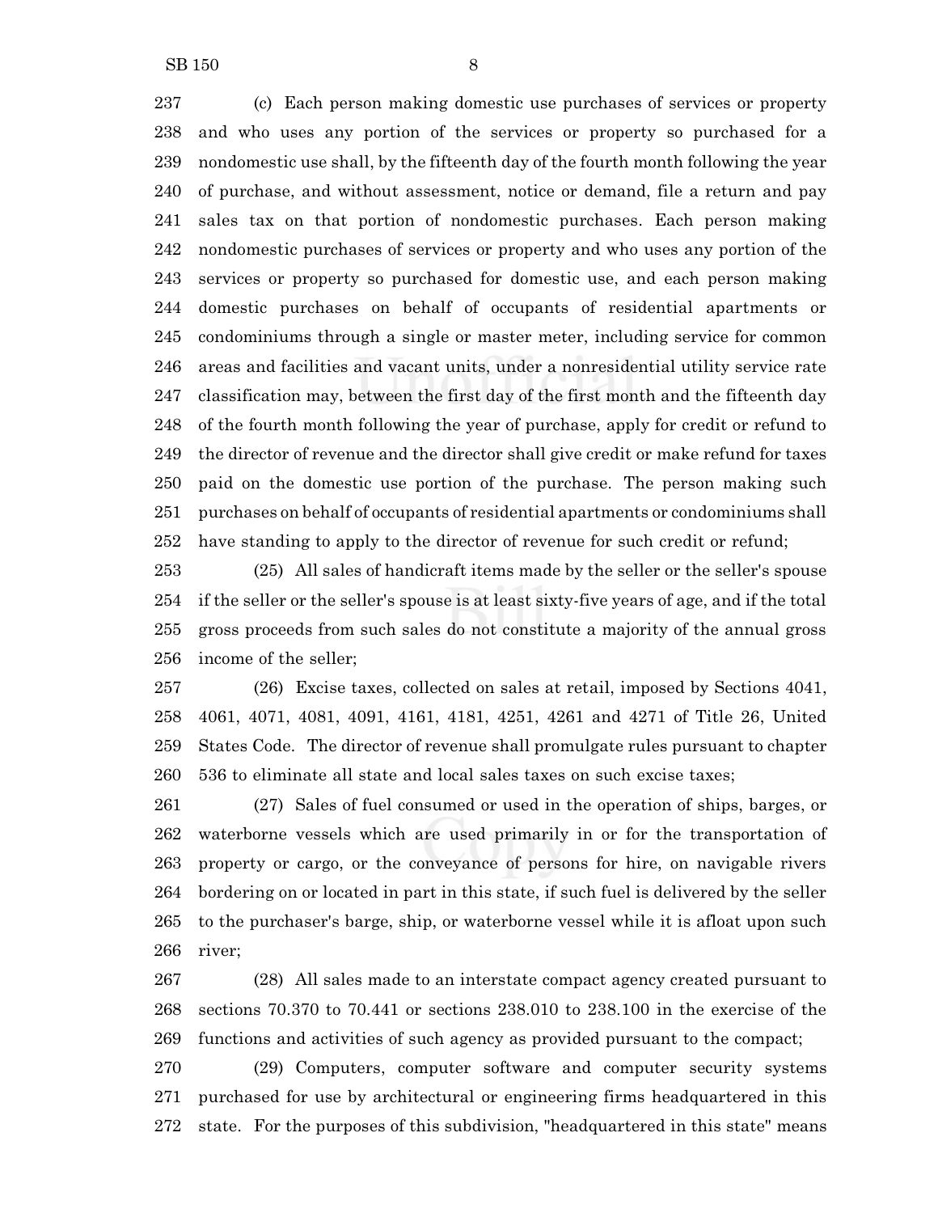(c) Each person making domestic use purchases of services or property and who uses any portion of the services or property so purchased for a nondomestic use shall, by the fifteenth day of the fourth month following the year of purchase, and without assessment, notice or demand, file a return and pay sales tax on that portion of nondomestic purchases. Each person making nondomestic purchases of services or property and who uses any portion of the services or property so purchased for domestic use, and each person making domestic purchases on behalf of occupants of residential apartments or condominiums through a single or master meter, including service for common areas and facilities and vacant units, under a nonresidential utility service rate classification may, between the first day of the first month and the fifteenth day of the fourth month following the year of purchase, apply for credit or refund to the director of revenue and the director shall give credit or make refund for taxes paid on the domestic use portion of the purchase. The person making such purchases on behalf of occupants of residential apartments or condominiums shall have standing to apply to the director of revenue for such credit or refund;

(25) All sales of handicraft items made by the seller or the seller's spouse if the seller or the seller's spouse is at least sixty-five years of age, and if the total gross proceeds from such sales do not constitute a majority of the annual gross income of the seller;

(26) Excise taxes, collected on sales at retail, imposed by Sections 4041, 4061, 4071, 4081, 4091, 4161, 4181, 4251, 4261 and 4271 of Title 26, United States Code. The director of revenue shall promulgate rules pursuant to chapter 536 to eliminate all state and local sales taxes on such excise taxes;

(27) Sales of fuel consumed or used in the operation of ships, barges, or waterborne vessels which are used primarily in or for the transportation of property or cargo, or the conveyance of persons for hire, on navigable rivers bordering on or located in part in this state, if such fuel is delivered by the seller to the purchaser's barge, ship, or waterborne vessel while it is afloat upon such river;

(28) All sales made to an interstate compact agency created pursuant to sections 70.370 to 70.441 or sections 238.010 to 238.100 in the exercise of the functions and activities of such agency as provided pursuant to the compact;

(29) Computers, computer software and computer security systems purchased for use by architectural or engineering firms headquartered in this state. For the purposes of this subdivision, "headquartered in this state" means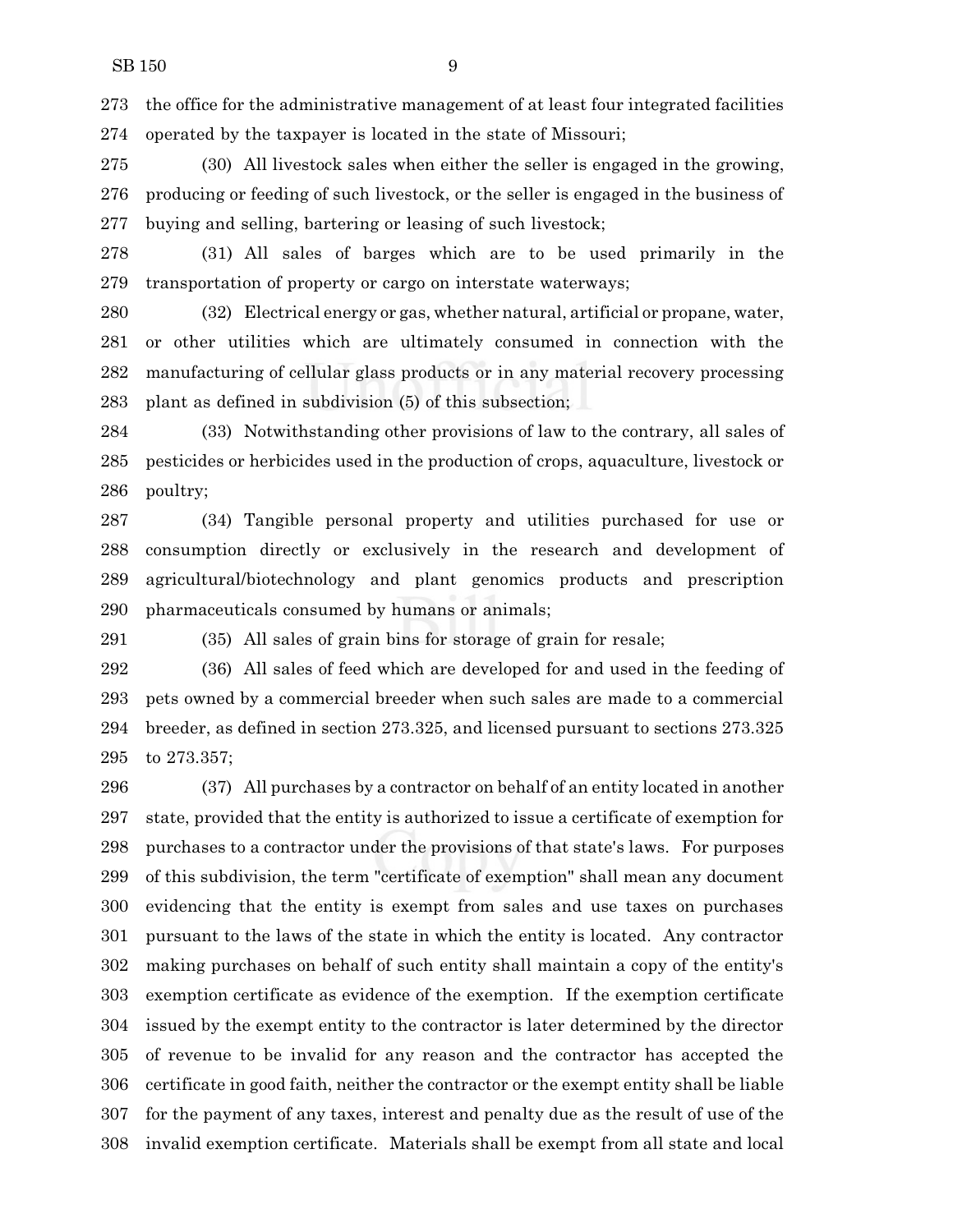the office for the administrative management of at least four integrated facilities operated by the taxpayer is located in the state of Missouri;

(30) All livestock sales when either the seller is engaged in the growing, producing or feeding of such livestock, or the seller is engaged in the business of buying and selling, bartering or leasing of such livestock;

(31) All sales of barges which are to be used primarily in the transportation of property or cargo on interstate waterways;

(32) Electrical energy or gas, whether natural, artificial or propane, water, or other utilities which are ultimately consumed in connection with the manufacturing of cellular glass products or in any material recovery processing plant as defined in subdivision (5) of this subsection;

(33) Notwithstanding other provisions of law to the contrary, all sales of pesticides or herbicides used in the production of crops, aquaculture, livestock or poultry;

(34) Tangible personal property and utilities purchased for use or consumption directly or exclusively in the research and development of agricultural/biotechnology and plant genomics products and prescription pharmaceuticals consumed by humans or animals;

(35) All sales of grain bins for storage of grain for resale;

(36) All sales of feed which are developed for and used in the feeding of pets owned by a commercial breeder when such sales are made to a commercial breeder, as defined in section 273.325, and licensed pursuant to sections 273.325 to 273.357;

(37) All purchases by a contractor on behalf of an entity located in another state, provided that the entity is authorized to issue a certificate of exemption for purchases to a contractor under the provisions of that state's laws. For purposes of this subdivision, the term "certificate of exemption" shall mean any document evidencing that the entity is exempt from sales and use taxes on purchases pursuant to the laws of the state in which the entity is located. Any contractor making purchases on behalf of such entity shall maintain a copy of the entity's exemption certificate as evidence of the exemption. If the exemption certificate issued by the exempt entity to the contractor is later determined by the director of revenue to be invalid for any reason and the contractor has accepted the certificate in good faith, neither the contractor or the exempt entity shall be liable for the payment of any taxes, interest and penalty due as the result of use of the invalid exemption certificate. Materials shall be exempt from all state and local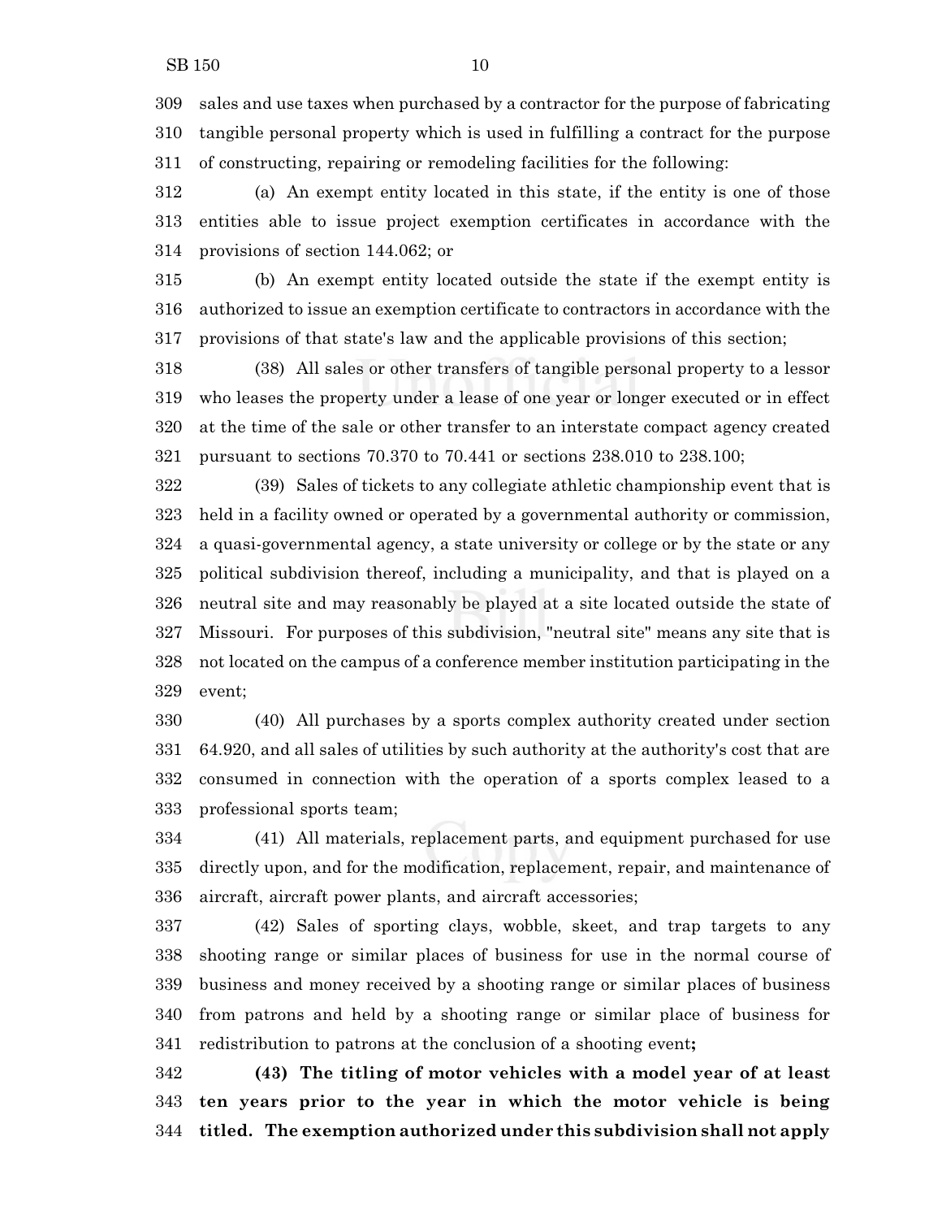sales and use taxes when purchased by a contractor for the purpose of fabricating tangible personal property which is used in fulfilling a contract for the purpose of constructing, repairing or remodeling facilities for the following:

(a) An exempt entity located in this state, if the entity is one of those entities able to issue project exemption certificates in accordance with the provisions of section 144.062; or

(b) An exempt entity located outside the state if the exempt entity is authorized to issue an exemption certificate to contractors in accordance with the provisions of that state's law and the applicable provisions of this section;

(38) All sales or other transfers of tangible personal property to a lessor who leases the property under a lease of one year or longer executed or in effect at the time of the sale or other transfer to an interstate compact agency created pursuant to sections 70.370 to 70.441 or sections 238.010 to 238.100;

(39) Sales of tickets to any collegiate athletic championship event that is held in a facility owned or operated by a governmental authority or commission, a quasi-governmental agency, a state university or college or by the state or any political subdivision thereof, including a municipality, and that is played on a neutral site and may reasonably be played at a site located outside the state of Missouri. For purposes of this subdivision, "neutral site" means any site that is not located on the campus of a conference member institution participating in the event;

(40) All purchases by a sports complex authority created under section 64.920, and all sales of utilities by such authority at the authority's cost that are consumed in connection with the operation of a sports complex leased to a professional sports team;

(41) All materials, replacement parts, and equipment purchased for use directly upon, and for the modification, replacement, repair, and maintenance of aircraft, aircraft power plants, and aircraft accessories;

(42) Sales of sporting clays, wobble, skeet, and trap targets to any shooting range or similar places of business for use in the normal course of business and money received by a shooting range or similar places of business from patrons and held by a shooting range or similar place of business for redistribution to patrons at the conclusion of a shooting event**;**

**(43) The titling of motor vehicles with a model year of at least ten years prior to the year in which the motor vehicle is being titled. The exemption authorized under this subdivision shall not apply**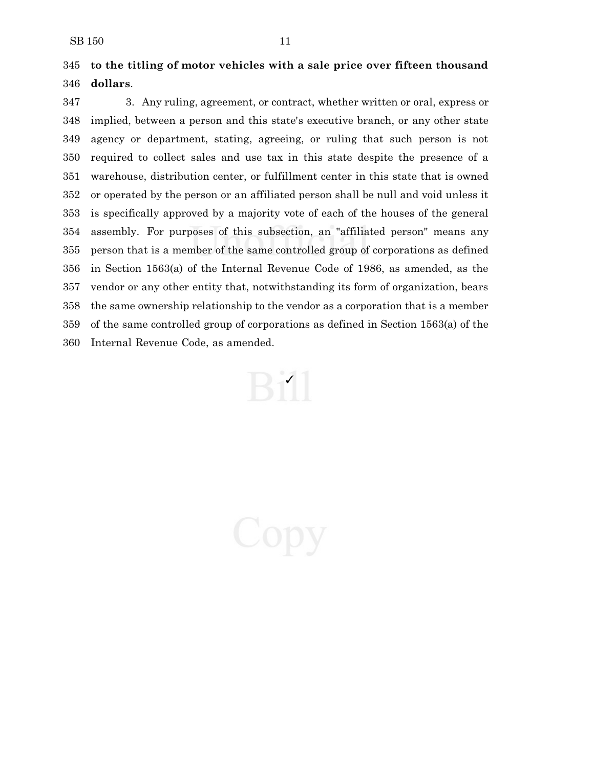**to the titling of motor vehicles with a sale price over fifteen thousand dollars**.

3. Any ruling, agreement, or contract, whether written or oral, express or implied, between a person and this state's executive branch, or any other state agency or department, stating, agreeing, or ruling that such person is not required to collect sales and use tax in this state despite the presence of a warehouse, distribution center, or fulfillment center in this state that is owned or operated by the person or an affiliated person shall be null and void unless it is specifically approved by a majority vote of each of the houses of the general assembly. For purposes of this subsection, an "affiliated person" means any person that is a member of the same controlled group of corporations as defined in Section 1563(a) of the Internal Revenue Code of 1986, as amended, as the vendor or any other entity that, notwithstanding its form of organization, bears the same ownership relationship to the vendor as a corporation that is a member of the same controlled group of corporations as defined in Section 1563(a) of the Internal Revenue Code, as amended.

✓